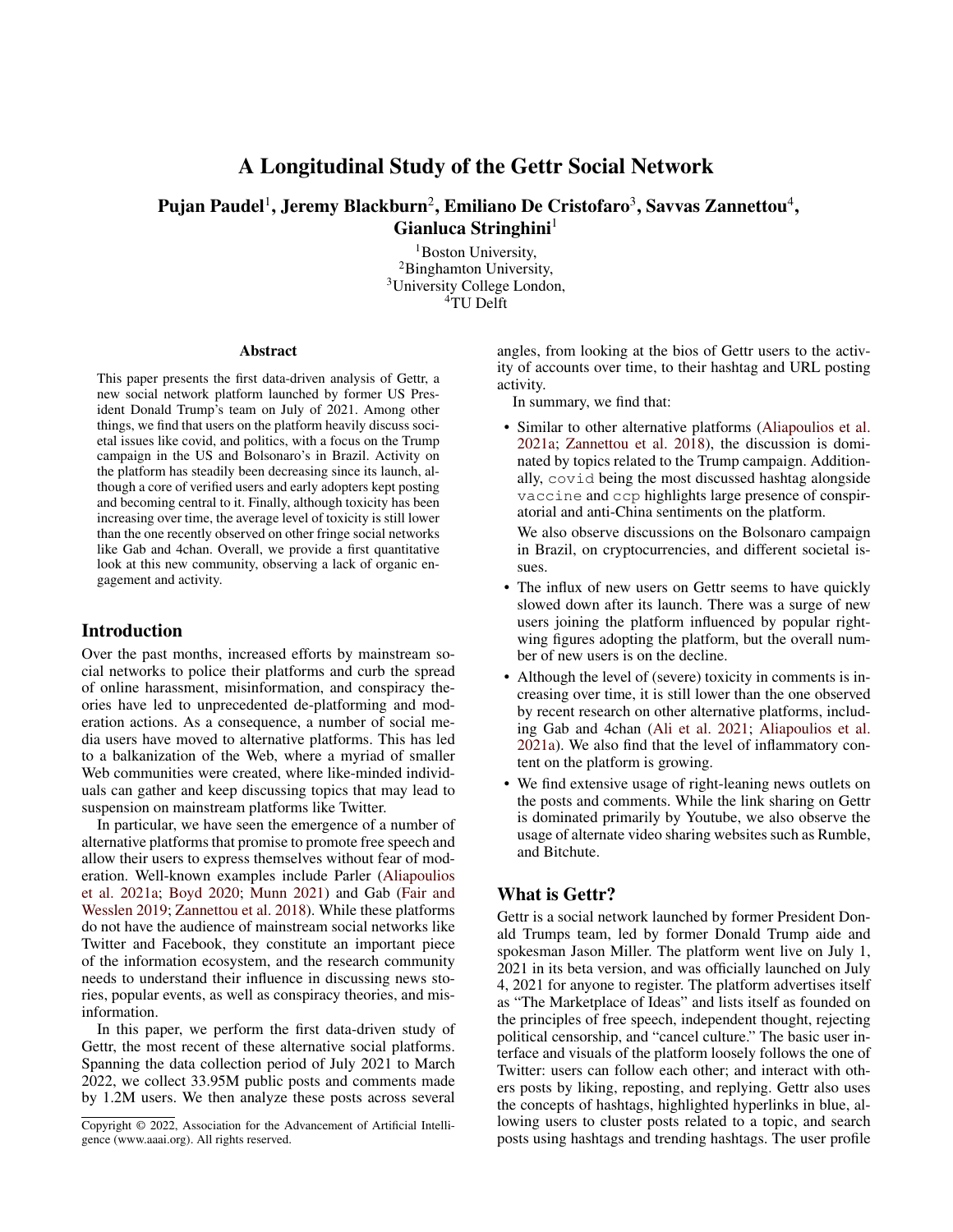# A Longitudinal Study of the Gettr Social Network

**Pujan Paudel[1], Jeremy Blackburn[2], Emiliano De Cristofaro[3], Savvas Zannettou[4], Gianluca Stringhini[1]**

[1]Boston University,
[2]Binghamton University,
[3]University College London,
[4]TU Delft

### Abstract

This paper presents the first data-driven analysis of Gettr, a new social network platform launched by former US President Donald Trump's team on July of 2021. Among other things, we find that users on the platform heavily discuss societal issues like covid, and politics, with a focus on the Trump campaign in the US and Bolsonaro's in Brazil. Activity on the platform has steadily been decreasing since its launch, although a core of verified users and early adopters kept posting and becoming central to it. Finally, although toxicity has been increasing over time, the average level of toxicity is still lower than the one recently observed on other fringe social networks like Gab and 4chan. Overall, we provide a first quantitative look at this new community, observing a lack of organic engagement and activity.

## Introduction

Over the past months, increased efforts by mainstream social networks to police their platforms and curb the spread of online harassment, misinformation, and conspiracy theories have led to unprecedented de-platforming and moderation actions. As a consequence, a number of social media users have moved to alternative platforms. This has led to a balkanization of the Web, where a myriad of smaller Web communities were created, where like-minded individuals can gather and keep discussing topics that may lead to suspension on mainstream platforms like Twitter.

In particular, we have seen the emergence of a number of alternative platforms that promise to promote free speech and allow their users to express themselves without fear of moderation. Well-known examples include Parler (Aliapoulios et al. 2021a; Boyd 2020; Munn 2021) and Gab (Fair and Wesslen 2019; Zannettou et al. 2018). While these platforms do not have the audience of mainstream social networks like Twitter and Facebook, they constitute an important piece of the information ecosystem, and the research community needs to understand their influence in discussing news stories, popular events, as well as conspiracy theories, and misinformation.

In this paper, we perform the first data-driven study of Gettr, the most recent of these alternative social platforms. Spanning the data collection period of July 2021 to March 2022, we collect 33.95M public posts and comments made by 1.2M users. We then analyze these posts across several angles, from looking at the bios of Gettr users to the activity of accounts over time, to their hashtag and URL posting activity.

In summary, we find that:

- Similar to other alternative platforms (Aliapoulios et al. 2021a; Zannettou et al. 2018), the discussion is dominated by topics related to the Trump campaign. Additionally, `covid` being the most discussed hashtag alongside `vaccine` and `ccp` highlights large presence of conspiratorial and anti-China sentiments on the platform.

  We also observe discussions on the Bolsonaro campaign in Brazil, on cryptocurrencies, and different societal issues.
- The influx of new users on Gettr seems to have quickly slowed down after its launch. There was a surge of new users joining the platform influenced by popular right-wing figures adopting the platform, but the overall number of new users is on the decline.
- Although the level of (severe) toxicity in comments is increasing over time, it is still lower than the one observed by recent research on other alternative platforms, including Gab and 4chan (Ali et al. 2021; Aliapoulios et al. 2021a). We also find that the level of inflammatory content on the platform is growing.
- We find extensive usage of right-leaning news outlets on the posts and comments. While the link sharing on Gettr is dominated primarily by Youtube, we also observe the usage of alternate video sharing websites such as Rumble, and Bitchute.

## What is Gettr?

Gettr is a social network launched by former President Donald Trumps team, led by former Donald Trump aide and spokesman Jason Miller. The platform went live on July 1, 2021 in its beta version, and was officially launched on July 4, 2021 for anyone to register. The platform advertises itself as "The Marketplace of Ideas" and lists itself as founded on the principles of free speech, independent thought, rejecting political censorship, and "cancel culture." The basic user interface and visuals of the platform loosely follows the one of Twitter: users can follow each other; and interact with others posts by liking, reposting, and replying. Gettr also uses the concepts of hashtags, highlighted hyperlinks in blue, allowing users to cluster posts related to a topic, and search posts using hashtags and trending hashtags. The user profile

Copyright © 2022, Association for the Advancement of Artificial Intelligence (www.aaai.org). All rights reserved.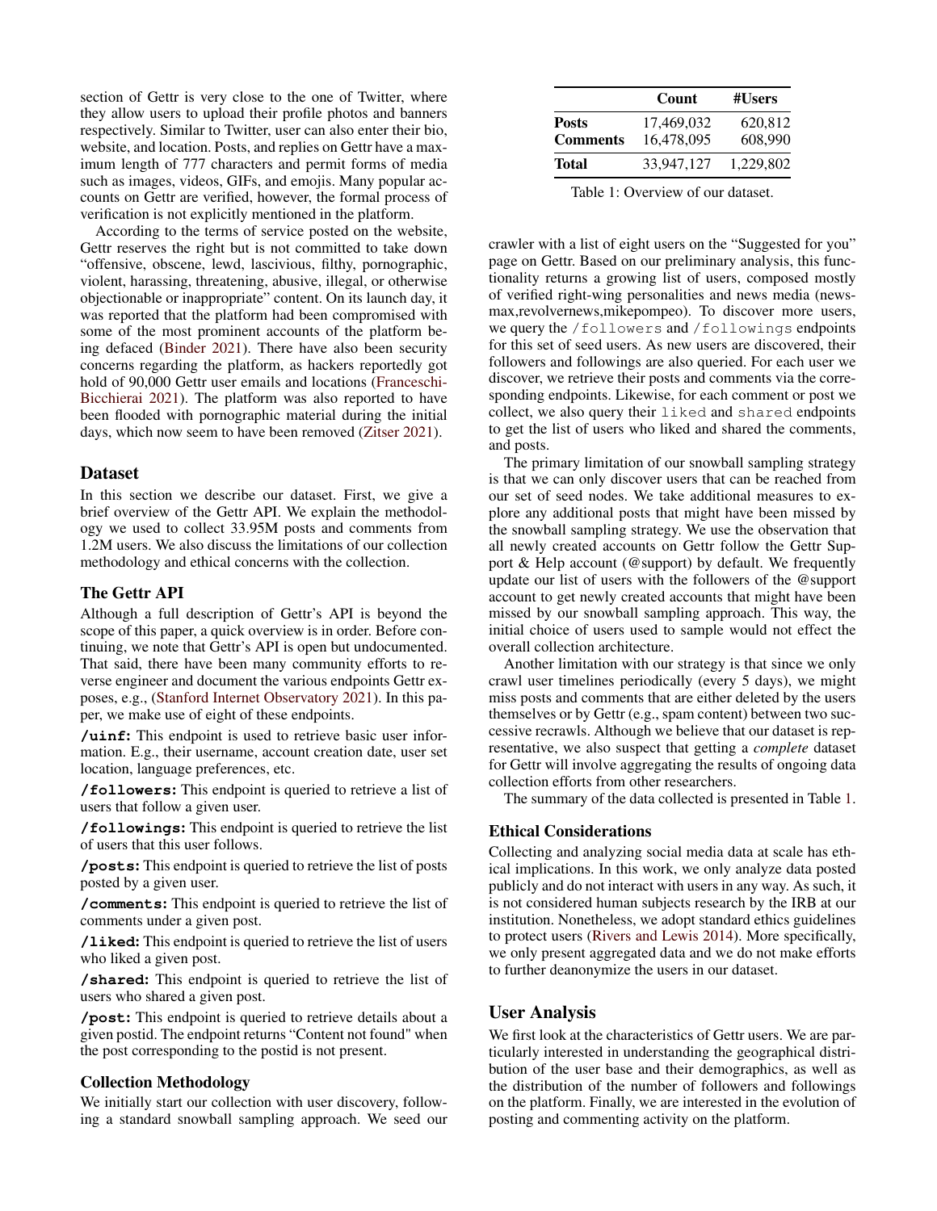section of Gettr is very close to the one of Twitter, where they allow users to upload their profile photos and banners respectively. Similar to Twitter, user can also enter their bio, website, and location. Posts, and replies on Gettr have a maximum length of 777 characters and permit forms of media such as images, videos, GIFs, and emojis. Many popular accounts on Gettr are verified, however, the formal process of verification is not explicitly mentioned in the platform.

According to the terms of service posted on the website, Gettr reserves the right but is not committed to take down "offensive, obscene, lewd, lascivious, filthy, pornographic, violent, harassing, threatening, abusive, illegal, or otherwise objectionable or inappropriate" content. On its launch day, it was reported that the platform had been compromised with some of the most prominent accounts of the platform being defaced (Binder 2021). There have also been security concerns regarding the platform, as hackers reportedly got hold of 90,000 Gettr user emails and locations (Franceschi-Bicchierai 2021). The platform was also reported to have been flooded with pornographic material during the initial days, which now seem to have been removed (Zitser 2021).

## Dataset

In this section we describe our dataset. First, we give a brief overview of the Gettr API. We explain the methodology we used to collect 33.95M posts and comments from 1.2M users. We also discuss the limitations of our collection methodology and ethical concerns with the collection.

### The Gettr API

Although a full description of Gettr's API is beyond the scope of this paper, a quick overview is in order. Before continuing, we note that Gettr's API is open but undocumented. That said, there have been many community efforts to reverse engineer and document the various endpoints Gettr exposes, e.g., (Stanford Internet Observatory 2021). In this paper, we make use of eight of these endpoints.

**/uinf:** This endpoint is used to retrieve basic user information. E.g., their username, account creation date, user set location, language preferences, etc.

**/followers:** This endpoint is queried to retrieve a list of users that follow a given user.

**/followings:** This endpoint is queried to retrieve the list of users that this user follows.

**/posts:** This endpoint is queried to retrieve the list of posts posted by a given user.

**/comments:** This endpoint is queried to retrieve the list of comments under a given post.

**/liked:** This endpoint is queried to retrieve the list of users who liked a given post.

**/shared:** This endpoint is queried to retrieve the list of users who shared a given post.

**/post:** This endpoint is queried to retrieve details about a given postid. The endpoint returns "Content not found" when the post corresponding to the postid is not present.

### Collection Methodology

We initially start our collection with user discovery, following a standard snowball sampling approach. We seed our crawler with a list of eight users on the "Suggested for you" page on Gettr. Based on our preliminary analysis, this functionality returns a growing list of users, composed mostly of verified right-wing personalities and news media (newsmax,revolvernews,mikepompeo). To discover more users, we query the /followers and /followings endpoints for this set of seed users. As new users are discovered, their followers and followings are also queried. For each user we discover, we retrieve their posts and comments via the corresponding endpoints. Likewise, for each comment or post we collect, we also query their liked and shared endpoints to get the list of users who liked and shared the comments, and posts.

|  | Count | #Users |
|---|---|---|
| **Posts** | 17,469,032 | 620,812 |
| **Comments** | 16,478,095 | 608,990 |
| **Total** | 33,947,127 | 1,229,802 |

Table 1: Overview of our dataset.

The primary limitation of our snowball sampling strategy is that we can only discover users that can be reached from our set of seed nodes. We take additional measures to explore any additional posts that might have been missed by the snowball sampling strategy. We use the observation that all newly created accounts on Gettr follow the Gettr Support & Help account (@support) by default. We frequently update our list of users with the followers of the @support account to get newly created accounts that might have been missed by our snowball sampling approach. This way, the initial choice of users used to sample would not effect the overall collection architecture.

Another limitation with our strategy is that since we only crawl user timelines periodically (every 5 days), we might miss posts and comments that are either deleted by the users themselves or by Gettr (e.g., spam content) between two successive recrawls. Although we believe that our dataset is representative, we also suspect that getting a *complete* dataset for Gettr will involve aggregating the results of ongoing data collection efforts from other researchers.

The summary of the data collected is presented in Table 1.

### Ethical Considerations

Collecting and analyzing social media data at scale has ethical implications. In this work, we only analyze data posted publicly and do not interact with users in any way. As such, it is not considered human subjects research by the IRB at our institution. Nonetheless, we adopt standard ethics guidelines to protect users (Rivers and Lewis 2014). More specifically, we only present aggregated data and we do not make efforts to further deanonymize the users in our dataset.

## User Analysis

We first look at the characteristics of Gettr users. We are particularly interested in understanding the geographical distribution of the user base and their demographics, as well as the distribution of the number of followers and followings on the platform. Finally, we are interested in the evolution of posting and commenting activity on the platform.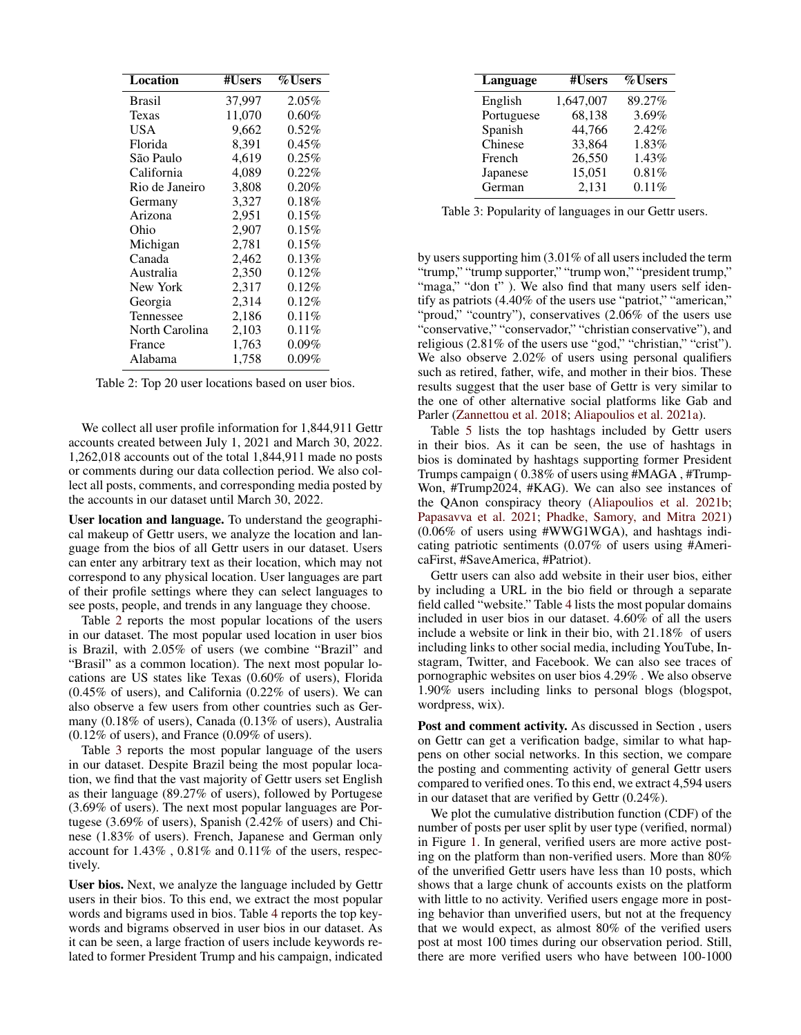| Location | #Users | %Users |
|---|---|---|
| Brasil | 37,997 | 2.05% |
| Texas | 11,070 | 0.60% |
| USA | 9,662 | 0.52% |
| Florida | 8,391 | 0.45% |
| São Paulo | 4,619 | 0.25% |
| California | 4,089 | 0.22% |
| Rio de Janeiro | 3,808 | 0.20% |
| Germany | 3,327 | 0.18% |
| Arizona | 2,951 | 0.15% |
| Ohio | 2,907 | 0.15% |
| Michigan | 2,781 | 0.15% |
| Canada | 2,462 | 0.13% |
| Australia | 2,350 | 0.12% |
| New York | 2,317 | 0.12% |
| Georgia | 2,314 | 0.12% |
| Tennessee | 2,186 | 0.11% |
| North Carolina | 2,103 | 0.11% |
| France | 1,763 | 0.09% |
| Alabama | 1,758 | 0.09% |

Table 2: Top 20 user locations based on user bios.

We collect all user profile information for 1,844,911 Gettr accounts created between July 1, 2021 and March 30, 2022. 1,262,018 accounts out of the total 1,844,911 made no posts or comments during our data collection period. We also collect all posts, comments, and corresponding media posted by the accounts in our dataset until March 30, 2022.

**User location and language.** To understand the geographical makeup of Gettr users, we analyze the location and language from the bios of all Gettr users in our dataset. Users can enter any arbitrary text as their location, which may not correspond to any physical location. User languages are part of their profile settings where they can select languages to see posts, people, and trends in any language they choose.

Table 2 reports the most popular locations of the users in our dataset. The most popular used location in user bios is Brazil, with 2.05% of users (we combine "Brazil" and "Brasil" as a common location). The next most popular locations are US states like Texas (0.60% of users), Florida (0.45% of users), and California (0.22% of users). We can also observe a few users from other countries such as Germany (0.18% of users), Canada (0.13% of users), Australia (0.12% of users), and France (0.09% of users).

Table 3 reports the most popular language of the users in our dataset. Despite Brazil being the most popular location, we find that the vast majority of Gettr users set English as their language (89.27% of users), followed by Portugese (3.69% of users). The next most popular languages are Portugese (3.69% of users), Spanish (2.42% of users) and Chinese (1.83% of users). French, Japanese and German only account for 1.43% , 0.81% and 0.11% of the users, respectively.

**User bios.** Next, we analyze the language included by Gettr users in their bios. To this end, we extract the most popular words and bigrams used in bios. Table 4 reports the top keywords and bigrams observed in user bios in our dataset. As it can be seen, a large fraction of users include keywords related to former President Trump and his campaign, indicated by users supporting him (3.01% of all users included the term "trump," "trump supporter," "trump won," "president trump," "maga," "don t" ). We also find that many users self identify as patriots (4.40% of the users use "patriot," "american," "proud," "country"), conservatives (2.06% of the users use "conservative," "conservador," "christian conservative"), and religious (2.81% of the users use "god," "christian," "crist"). We also observe 2.02% of users using personal qualifiers such as retired, father, wife, and mother in their bios. These results suggest that the user base of Gettr is very similar to the one of other alternative social platforms like Gab and Parler (Zannettou et al. 2018; Aliapoulios et al. 2021a).

| Language | #Users | %Users |
|---|---|---|
| English | 1,647,007 | 89.27% |
| Portuguese | 68,138 | 3.69% |
| Spanish | 44,766 | 2.42% |
| Chinese | 33,864 | 1.83% |
| French | 26,550 | 1.43% |
| Japanese | 15,051 | 0.81% |
| German | 2,131 | 0.11% |

Table 3: Popularity of languages in our Gettr users.

Table 5 lists the top hashtags included by Gettr users in their bios. As it can be seen, the use of hashtags in bios is dominated by hashtags supporting former President Trumps campaign ( 0.38% of users using #MAGA , #TrumpWon, #Trump2024, #KAG). We can also see instances of the QAnon conspiracy theory (Aliapoulios et al. 2021b; Papasavva et al. 2021; Phadke, Samory, and Mitra 2021) (0.06% of users using #WWG1WGA), and hashtags indicating patriotic sentiments (0.07% of users using #AmericaFirst, #SaveAmerica, #Patriot).

Gettr users can also add website in their user bios, either by including a URL in the bio field or through a separate field called "website." Table 4 lists the most popular domains included in user bios in our dataset. 4.60% of all the users include a website or link in their bio, with 21.18% of users including links to other social media, including YouTube, Instagram, Twitter, and Facebook. We can also see traces of pornographic websites on user bios 4.29% . We also observe 1.90% users including links to personal blogs (blogspot, wordpress, wix).

**Post and comment activity.** As discussed in Section , users on Gettr can get a verification badge, similar to what happens on other social networks. In this section, we compare the posting and commenting activity of general Gettr users compared to verified ones. To this end, we extract 4,594 users in our dataset that are verified by Gettr (0.24%).

We plot the cumulative distribution function (CDF) of the number of posts per user split by user type (verified, normal) in Figure 1. In general, verified users are more active posting on the platform than non-verified users. More than 80% of the unverified Gettr users have less than 10 posts, which shows that a large chunk of accounts exists on the platform with little to no activity. Verified users engage more in posting behavior than unverified users, but not at the frequency that we would expect, as almost 80% of the verified users post at most 100 times during our observation period. Still, there are more verified users who have between 100-1000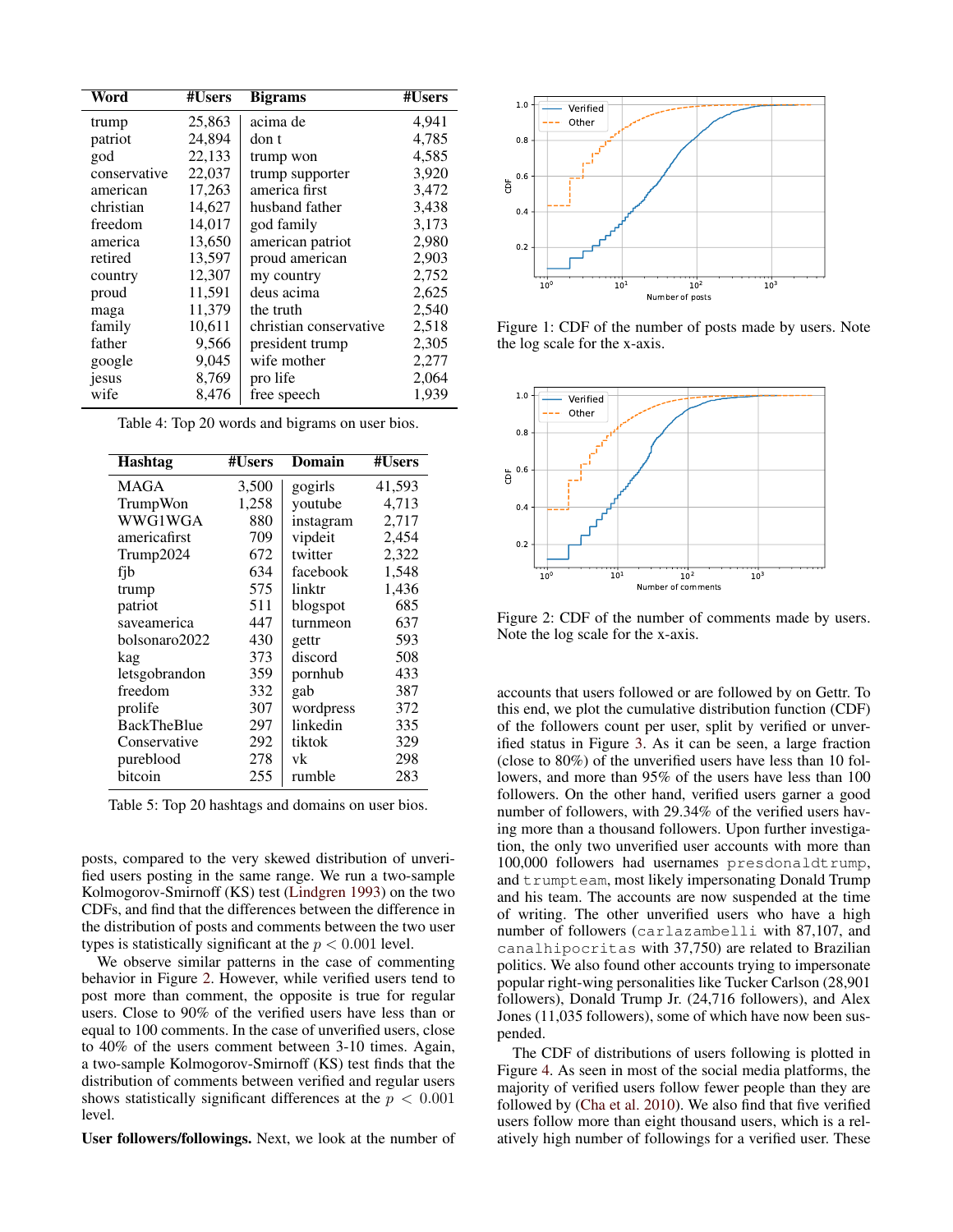| Word | #Users | Bigrams | #Users |
|---|---|---|---|
| trump | 25,863 | acima de | 4,941 |
| patriot | 24,894 | don t | 4,785 |
| god | 22,133 | trump won | 4,585 |
| conservative | 22,037 | trump supporter | 3,920 |
| american | 17,263 | america first | 3,472 |
| christian | 14,627 | husband father | 3,438 |
| freedom | 14,017 | god family | 3,173 |
| america | 13,650 | american patriot | 2,980 |
| retired | 13,597 | proud american | 2,903 |
| country | 12,307 | my country | 2,752 |
| proud | 11,591 | deus acima | 2,625 |
| maga | 11,379 | the truth | 2,540 |
| family | 10,611 | christian conservative | 2,518 |
| father | 9,566 | president trump | 2,305 |
| google | 9,045 | wife mother | 2,277 |
| jesus | 8,769 | pro life | 2,064 |
| wife | 8,476 | free speech | 1,939 |

Table 4: Top 20 words and bigrams on user bios.

| Hashtag | #Users | Domain | #Users |
|---|---|---|---|
| MAGA | 3,500 | gogirls | 41,593 |
| TrumpWon | 1,258 | youtube | 4,713 |
| WWG1WGA | 880 | instagram | 2,717 |
| americafirst | 709 | vipdeit | 2,454 |
| Trump2024 | 672 | twitter | 2,322 |
| fjb | 634 | facebook | 1,548 |
| trump | 575 | linktr | 1,436 |
| patriot | 511 | blogspot | 685 |
| saveamerica | 447 | turnmeon | 637 |
| bolsonaro2022 | 430 | gettr | 593 |
| kag | 373 | discord | 508 |
| letsgobrandon | 359 | pornhub | 433 |
| freedom | 332 | gab | 387 |
| prolife | 307 | wordpress | 372 |
| BackTheBlue | 297 | linkedin | 335 |
| Conservative | 292 | tiktok | 329 |
| pureblood | 278 | vk | 298 |
| bitcoin | 255 | rumble | 283 |

Table 5: Top 20 hashtags and domains on user bios.

posts, compared to the very skewed distribution of unverified users posting in the same range. We run a two-sample Kolmogorov-Smirnoff (KS) test (Lindgren 1993) on the two CDFs, and find that the differences between the difference in the distribution of posts and comments between the two user types is statistically significant at the $p < 0.001$ level.

We observe similar patterns in the case of commenting behavior in Figure 2. However, while verified users tend to post more than comment, the opposite is true for regular users. Close to 90% of the verified users have less than or equal to 100 comments. In the case of unverified users, close to 40% of the users comment between 3-10 times. Again, a two-sample Kolmogorov-Smirnoff (KS) test finds that the distribution of comments between verified and regular users shows statistically significant differences at the $p < 0.001$ level.

**User followers/followings.** Next, we look at the number of

Figure 1: CDF of the number of posts made by users. Note the log scale for the x-axis.

Figure 2: CDF of the number of comments made by users. Note the log scale for the x-axis.

accounts that users followed or are followed by on Gettr. To this end, we plot the cumulative distribution function (CDF) of the followers count per user, split by verified or unverified status in Figure 3. As it can be seen, a large fraction (close to 80%) of the unverified users have less than 10 followers, and more than 95% of the users have less than 100 followers. On the other hand, verified users garner a good number of followers, with 29.34% of the verified users having more than a thousand followers. Upon further investigation, the only two unverified user accounts with more than 100,000 followers had usernames `presdonaldtrump`, and `trumpteam`, most likely impersonating Donald Trump and his team. The accounts are now suspended at the time of writing. The other unverified users who have a high number of followers (`carlazambelli` with 87,107, and `canalhipocritas` with 37,750) are related to Brazilian politics. We also found other accounts trying to impersonate popular right-wing personalities like Tucker Carlson (28,901 followers), Donald Trump Jr. (24,716 followers), and Alex Jones (11,035 followers), some of which have now been suspended.

The CDF of distributions of users following is plotted in Figure 4. As seen in most of the social media platforms, the majority of verified users follow fewer people than they are followed by (Cha et al. 2010). We also find that five verified users follow more than eight thousand users, which is a relatively high number of followings for a verified user. These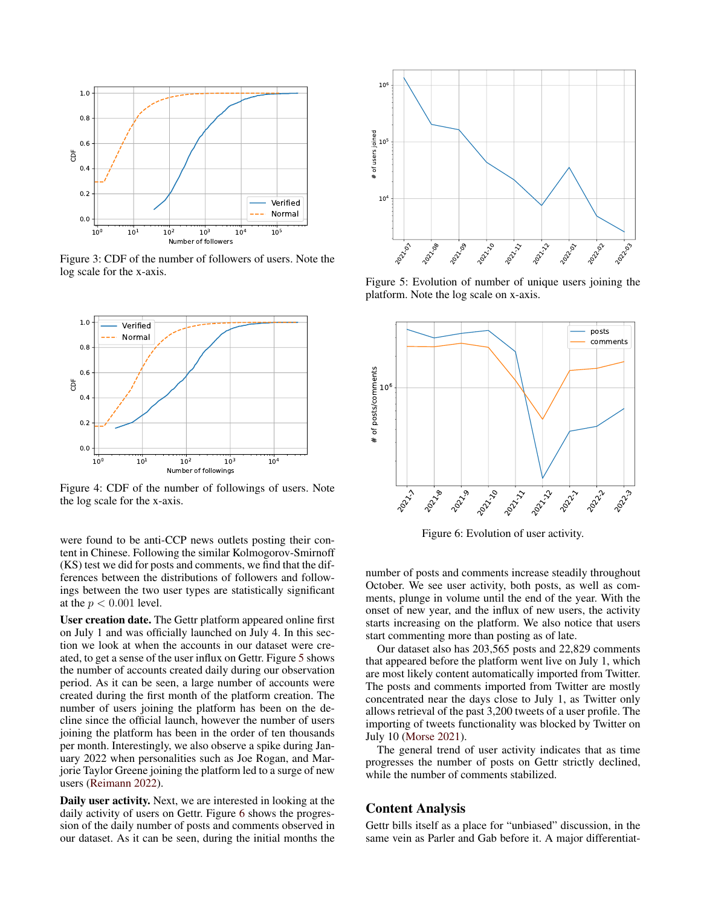Figure 3: CDF of the number of followers of users. Note the log scale for the x-axis.

Figure 4: CDF of the number of followings of users. Note the log scale for the x-axis.

were found to be anti-CCP news outlets posting their content in Chinese. Following the similar Kolmogorov-Smirnoff (KS) test we did for posts and comments, we find that the differences between the distributions of followers and followings between the two user types are statistically significant at the $p < 0.001$ level.

**User creation date.** The Gettr platform appeared online first on July 1 and was officially launched on July 4. In this section we look at when the accounts in our dataset were created, to get a sense of the user influx on Gettr. Figure 5 shows the number of accounts created daily during our observation period. As it can be seen, a large number of accounts were created during the first month of the platform creation. The number of users joining the platform has been on the decline since the official launch, however the number of users joining the platform has been in the order of ten thousands per month. Interestingly, we also observe a spike during January 2022 when personalities such as Joe Rogan, and Marjorie Taylor Greene joining the platform led to a surge of new users (Reimann 2022).

**Daily user activity.** Next, we are interested in looking at the daily activity of users on Gettr. Figure 6 shows the progression of the daily number of posts and comments observed in our dataset. As it can be seen, during the initial months the number of posts and comments increase steadily throughout October. We see user activity, both posts, as well as comments, plunge in volume until the end of the year. With the onset of new year, and the influx of new users, the activity starts increasing on the platform. We also notice that users start commenting more than posting as of late.

Our dataset also has 203,565 posts and 22,829 comments that appeared before the platform went live on July 1, which are most likely content automatically imported from Twitter. The posts and comments imported from Twitter are mostly concentrated near the days close to July 1, as Twitter only allows retrieval of the past 3,200 tweets of a user profile. The importing of tweets functionality was blocked by Twitter on July 10 (Morse 2021).

The general trend of user activity indicates that as time progresses the number of posts on Gettr strictly declined, while the number of comments stabilized.

Figure 5: Evolution of number of unique users joining the platform. Note the log scale on x-axis.

Figure 6: Evolution of user activity.

## Content Analysis

Gettr bills itself as a place for "unbiased" discussion, in the same vein as Parler and Gab before it. A major differentiat-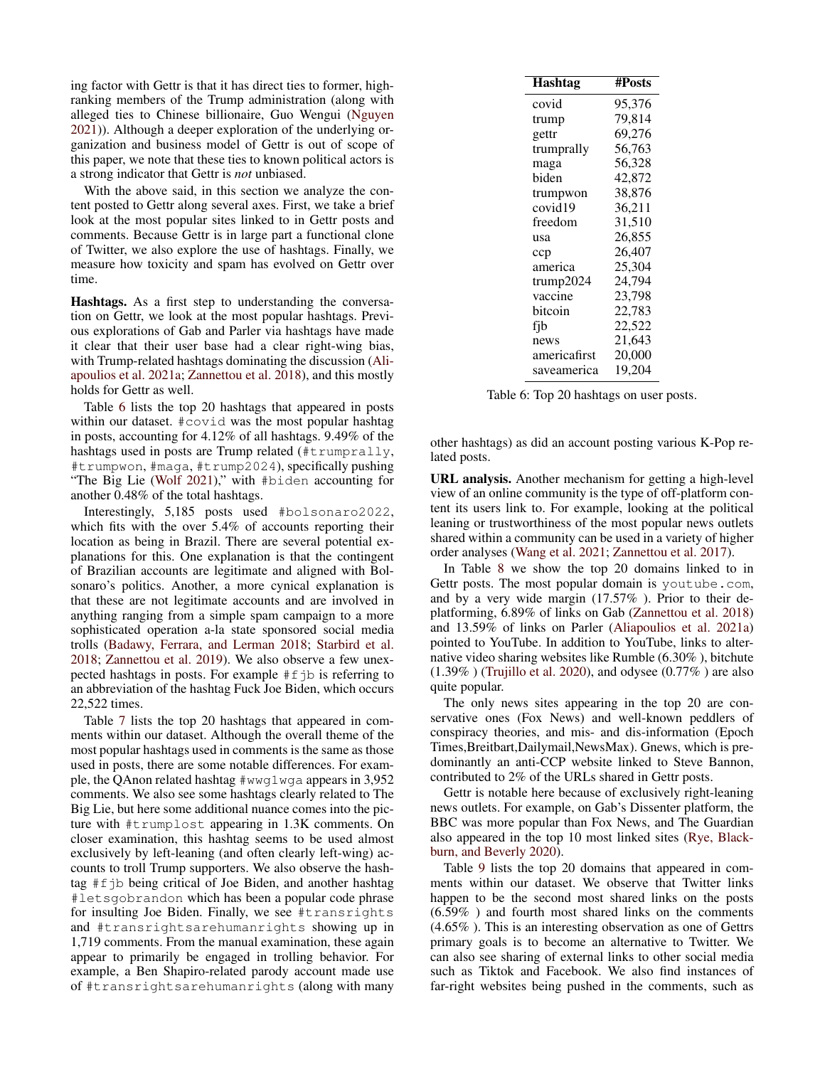ing factor with Gettr is that it has direct ties to former, high-ranking members of the Trump administration (along with alleged ties to Chinese billionaire, Guo Wengui (Nguyen 2021)). Although a deeper exploration of the underlying organization and business model of Gettr is out of scope of this paper, we note that these ties to known political actors is a strong indicator that Gettr is *not* unbiased.

With the above said, in this section we analyze the content posted to Gettr along several axes. First, we take a brief look at the most popular sites linked to in Gettr posts and comments. Because Gettr is in large part a functional clone of Twitter, we also explore the use of hashtags. Finally, we measure how toxicity and spam has evolved on Gettr over time.

**Hashtags.** As a first step to understanding the conversation on Gettr, we look at the most popular hashtags. Previous explorations of Gab and Parler via hashtags have made it clear that their user base had a clear right-wing bias, with Trump-related hashtags dominating the discussion (Aliapoulios et al. 2021a; Zannettou et al. 2018), and this mostly holds for Gettr as well.

Table 6 lists the top 20 hashtags that appeared in posts within our dataset. `#covid` was the most popular hashtag in posts, accounting for 4.12% of all hashtags. 9.49% of the hashtags used in posts are Trump related (`#trumprally`, `#trumpwon`, `#maga`, `#trump2024`), specifically pushing "The Big Lie (Wolf 2021)," with `#biden` accounting for another 0.48% of the total hashtags.

| Hashtag | #Posts |
|---|---|
| covid | 95,376 |
| trump | 79,814 |
| gettr | 69,276 |
| trumprally | 56,763 |
| maga | 56,328 |
| biden | 42,872 |
| trumpwon | 38,876 |
| covid19 | 36,211 |
| freedom | 31,510 |
| usa | 26,855 |
| ccp | 26,407 |
| america | 25,304 |
| trump2024 | 24,794 |
| vaccine | 23,798 |
| bitcoin | 22,783 |
| fjb | 22,522 |
| news | 21,643 |
| americafirst | 20,000 |
| saveamerica | 19,204 |

Table 6: Top 20 hashtags on user posts.

Interestingly, 5,185 posts used `#bolsonaro2022`, which fits with the over 5.4% of accounts reporting their location as being in Brazil. There are several potential explanations for this. One explanation is that the contingent of Brazilian accounts are legitimate and aligned with Bolsonaro's politics. Another, a more cynical explanation is that these are not legitimate accounts and are involved in anything ranging from a simple spam campaign to a more sophisticated operation a-la state sponsored social media trolls (Badawy, Ferrara, and Lerman 2018; Starbird et al. 2018; Zannettou et al. 2019). We also observe a few unexpected hashtags in posts. For example `#fjb` is referring to an abbreviation of the hashtag Fuck Joe Biden, which occurs 22,522 times.

Table 7 lists the top 20 hashtags that appeared in comments within our dataset. Although the overall theme of the most popular hashtags used in comments is the same as those used in posts, there are some notable differences. For example, the QAnon related hashtag `#wwg1wga` appears in 3,952 comments. We also see some hashtags clearly related to The Big Lie, but here some additional nuance comes into the picture with `#trumplost` appearing in 1.3K comments. On closer examination, this hashtag seems to be used almost exclusively by left-leaning (and often clearly left-wing) accounts to troll Trump supporters. We also observe the hashtag `#fjb` being critical of Joe Biden, and another hashtag `#letsgobrandon` which has been a popular code phrase for insulting Joe Biden. Finally, we see `#transrights` and `#transrightsarehumanrights` showing up in 1,719 comments. From the manual examination, these again appear to primarily be engaged in trolling behavior. For example, a Ben Shapiro-related parody account made use of `#transrightsarehumanrights` (along with many other hashtags) as did an account posting various K-Pop related posts.

**URL analysis.** Another mechanism for getting a high-level view of an online community is the type of off-platform content its users link to. For example, looking at the political leaning or trustworthiness of the most popular news outlets shared within a community can be used in a variety of higher order analyses (Wang et al. 2021; Zannettou et al. 2017).

In Table 8 we show the top 20 domains linked to in Gettr posts. The most popular domain is `youtube.com`, and by a very wide margin (17.57% ). Prior to their deplatforming, 6.89% of links on Gab (Zannettou et al. 2018) and 13.59% of links on Parler (Aliapoulios et al. 2021a) pointed to YouTube. In addition to YouTube, links to alternative video sharing websites like Rumble (6.30% ), bitchute (1.39% ) (Trujillo et al. 2020), and odysee (0.77% ) are also quite popular.

The only news sites appearing in the top 20 are conservative ones (Fox News) and well-known peddlers of conspiracy theories, and mis- and dis-information (Epoch Times,Breitbart,Dailymail,NewsMax). Gnews, which is predominantly an anti-CCP website linked to Steve Bannon, contributed to 2% of the URLs shared in Gettr posts.

Gettr is notable here because of exclusively right-leaning news outlets. For example, on Gab's Dissenter platform, the BBC was more popular than Fox News, and The Guardian also appeared in the top 10 most linked sites (Rye, Blackburn, and Beverly 2020).

Table 9 lists the top 20 domains that appeared in comments within our dataset. We observe that Twitter links happen to be the second most shared links on the posts (6.59% ) and fourth most shared links on the comments (4.65% ). This is an interesting observation as one of Gettrs primary goals is to become an alternative to Twitter. We can also see sharing of external links to other social media such as Tiktok and Facebook. We also find instances of far-right websites being pushed in the comments, such as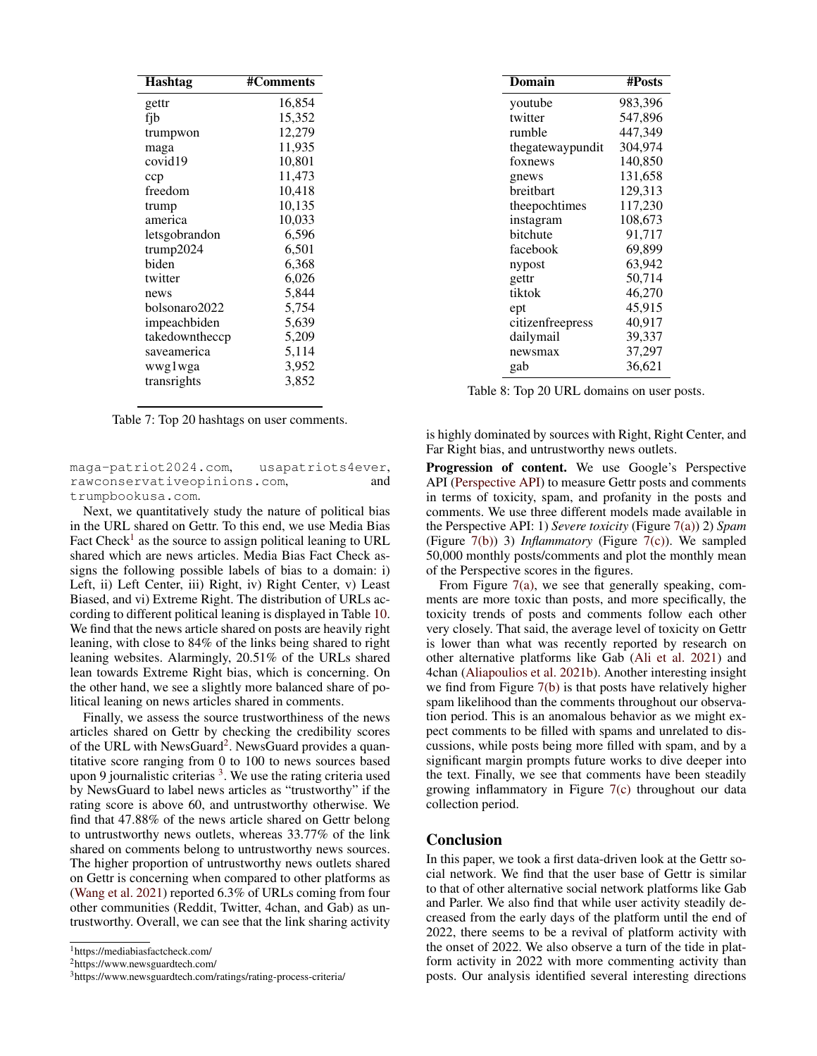| Hashtag | #Comments |
|---|---|
| gettr | 16,854 |
| fjb | 15,352 |
| trumpwon | 12,279 |
| maga | 11,935 |
| covid19 | 10,801 |
| ccp | 11,473 |
| freedom | 10,418 |
| trump | 10,135 |
| america | 10,033 |
| letsgobrandon | 6,596 |
| trump2024 | 6,501 |
| biden | 6,368 |
| twitter | 6,026 |
| news | 5,844 |
| bolsonaro2022 | 5,754 |
| impeachbiden | 5,639 |
| takedowntheccp | 5,209 |
| saveamerica | 5,114 |
| wwg1wga | 3,952 |
| transrights | 3,852 |

Table 7: Top 20 hashtags on user comments.

maga-patriot2024.com, usapatriots4ever, rawconservativeopinions.com, and trumpbookusa.com.

Next, we quantitatively study the nature of political bias in the URL shared on Gettr. To this end, we use Media Bias Fact Check[1] as the source to assign political leaning to URL shared which are news articles. Media Bias Fact Check assigns the following possible labels of bias to a domain: i) Left, ii) Left Center, iii) Right, iv) Right Center, v) Least Biased, and vi) Extreme Right. The distribution of URLs according to different political leaning is displayed in Table 10. We find that the news article shared on posts are heavily right leaning, with close to 84% of the links being shared to right leaning websites. Alarmingly, 20.51% of the URLs shared lean towards Extreme Right bias, which is concerning. On the other hand, we see a slightly more balanced share of political leaning on news articles shared in comments.

Finally, we assess the source trustworthiness of the news articles shared on Gettr by checking the credibility scores of the URL with NewsGuard[2]. NewsGuard provides a quantitative score ranging from 0 to 100 to news sources based upon 9 journalistic criterias [3]. We use the rating criteria used by NewsGuard to label news articles as "trustworthy" if the rating score is above 60, and untrustworthy otherwise. We find that 47.88% of the news article shared on Gettr belong to untrustworthy news outlets, whereas 33.77% of the link shared on comments belong to untrustworthy news sources. The higher proportion of untrustworthy news outlets shared on Gettr is concerning when compared to other platforms as (Wang et al. 2021) reported 6.3% of URLs coming from four other communities (Reddit, Twitter, 4chan, and Gab) as untrustworthy. Overall, we can see that the link sharing activity is highly dominated by sources with Right, Right Center, and Far Right bias, and untrustworthy news outlets.

[1]https://mediabiasfactcheck.com/

[2]https://www.newsguardtech.com/

[3]https://www.newsguardtech.com/ratings/rating-process-criteria/

| Domain | #Posts |
|---|---|
| youtube | 983,396 |
| twitter | 547,896 |
| rumble | 447,349 |
| thegatewaypundit | 304,974 |
| foxnews | 140,850 |
| gnews | 131,658 |
| breitbart | 129,313 |
| theepochtimes | 117,230 |
| instagram | 108,673 |
| bitchute | 91,717 |
| facebook | 69,899 |
| nypost | 63,942 |
| gettr | 50,714 |
| tiktok | 46,270 |
| ept | 45,915 |
| citizenfreepress | 40,917 |
| dailymail | 39,337 |
| newsmax | 37,297 |
| gab | 36,621 |

Table 8: Top 20 URL domains on user posts.

**Progression of content.** We use Google's Perspective API (Perspective API) to measure Gettr posts and comments in terms of toxicity, spam, and profanity in the posts and comments. We use three different models made available in the Perspective API: 1) *Severe toxicity* (Figure 7(a)) 2) *Spam* (Figure 7(b)) 3) *Inflammatory* (Figure 7(c)). We sampled 50,000 monthly posts/comments and plot the monthly mean of the Perspective scores in the figures.

From Figure 7(a), we see that generally speaking, comments are more toxic than posts, and more specifically, the toxicity trends of posts and comments follow each other very closely. That said, the average level of toxicity on Gettr is lower than what was recently reported by research on other alternative platforms like Gab (Ali et al. 2021) and 4chan (Aliapoulios et al. 2021b). Another interesting insight we find from Figure 7(b) is that posts have relatively higher spam likelihood than the comments throughout our observation period. This is an anomalous behavior as we might expect comments to be filled with spams and unrelated to discussions, while posts being more filled with spam, and by a significant margin prompts future works to dive deeper into the text. Finally, we see that comments have been steadily growing inflammatory in Figure 7(c) throughout our data collection period.

## Conclusion

In this paper, we took a first data-driven look at the Gettr social network. We find that the user base of Gettr is similar to that of other alternative social network platforms like Gab and Parler. We also find that while user activity steadily decreased from the early days of the platform until the end of 2022, there seems to be a revival of platform activity with the onset of 2022. We also observe a turn of the tide in platform activity in 2022 with more commenting activity than posts. Our analysis identified several interesting directions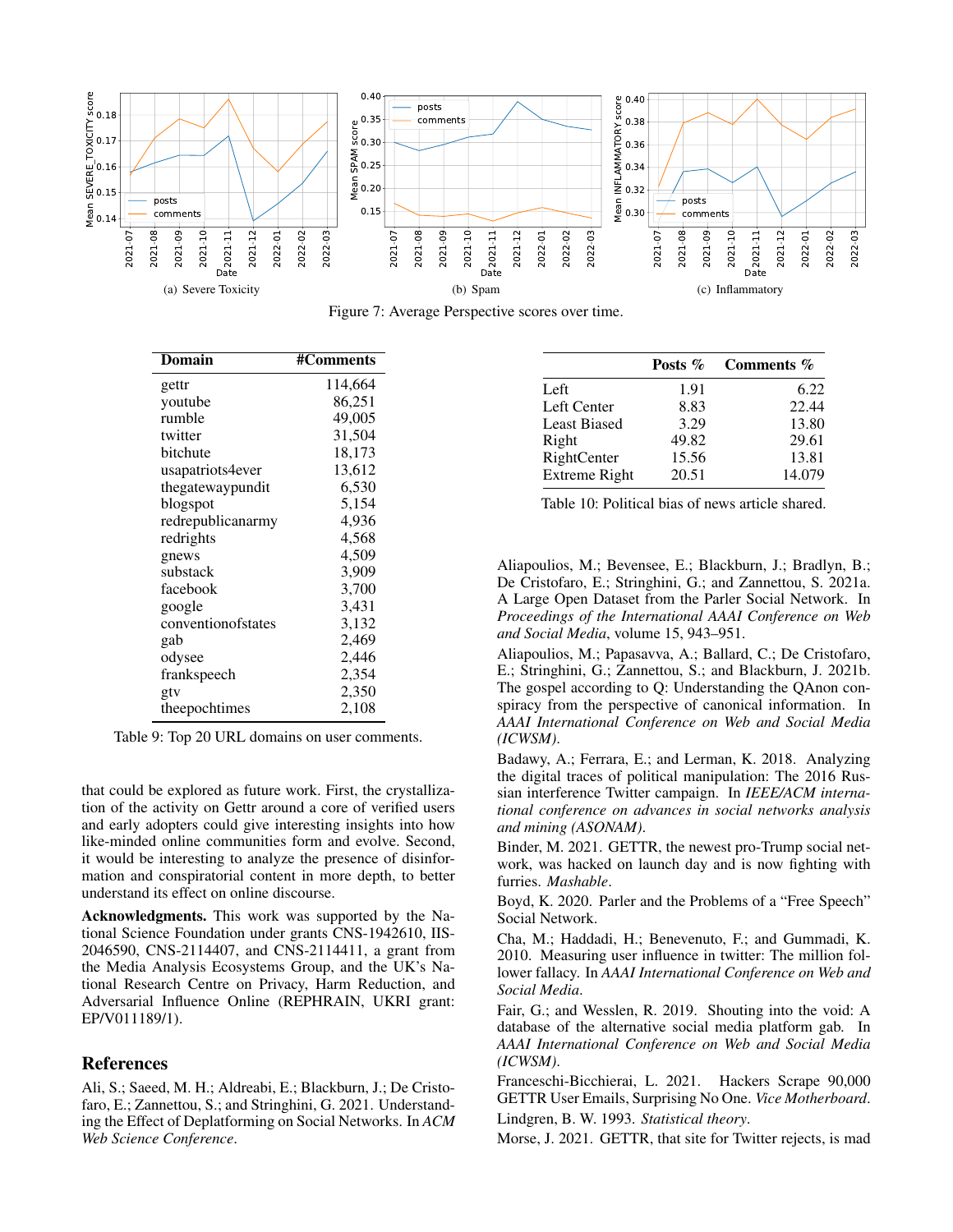Figure 7: Average Perspective scores over time.

(a) Severe Toxicity

(b) Spam

(c) Inflammatory

| Domain | #Comments |
|---|---|
| gettr | 114,664 |
| youtube | 86,251 |
| rumble | 49,005 |
| twitter | 31,504 |
| bitchute | 18,173 |
| usapatriots4ever | 13,612 |
| thegatewaypundit | 6,530 |
| blogspot | 5,154 |
| redrepublicanarmy | 4,936 |
| redrights | 4,568 |
| gnews | 4,509 |
| substack | 3,909 |
| facebook | 3,700 |
| google | 3,431 |
| conventionofstates | 3,132 |
| gab | 2,469 |
| odysee | 2,446 |
| frankspeech | 2,354 |
| gtv | 2,350 |
| theepochtimes | 2,108 |

Table 9: Top 20 URL domains on user comments.

| | Posts % | Comments % |
|---|---|---|
| Left | 1.91 | 6.22 |
| Left Center | 8.83 | 22.44 |
| Least Biased | 3.29 | 13.80 |
| Right | 49.82 | 29.61 |
| RightCenter | 15.56 | 13.81 |
| Extreme Right | 20.51 | 14.079 |

Table 10: Political bias of news article shared.

that could be explored as future work. First, the crystallization of the activity on Gettr around a core of verified users and early adopters could give interesting insights into how like-minded online communities form and evolve. Second, it would be interesting to analyze the presence of disinformation and conspiratorial content in more depth, to better understand its effect on online discourse.

**Acknowledgments.** This work was supported by the National Science Foundation under grants CNS-1942610, IIS-2046590, CNS-2114407, and CNS-2114411, a grant from the Media Analysis Ecosystems Group, and the UK's National Research Centre on Privacy, Harm Reduction, and Adversarial Influence Online (REPHRAIN, UKRI grant: EP/V011189/1).

## References

Ali, S.; Saeed, M. H.; Aldreabi, E.; Blackburn, J.; De Cristofaro, E.; Zannettou, S.; and Stringhini, G. 2021. Understanding the Effect of Deplatforming on Social Networks. In *ACM Web Science Conference*.

Aliapoulios, M.; Bevensee, E.; Blackburn, J.; Bradlyn, B.; De Cristofaro, E.; Stringhini, G.; and Zannettou, S. 2021a. A Large Open Dataset from the Parler Social Network. In *Proceedings of the International AAAI Conference on Web and Social Media*, volume 15, 943–951.

Aliapoulios, M.; Papasavva, A.; Ballard, C.; De Cristofaro, E.; Stringhini, G.; Zannettou, S.; and Blackburn, J. 2021b. The gospel according to Q: Understanding the QAnon conspiracy from the perspective of canonical information. In *AAAI International Conference on Web and Social Media (ICWSM)*.

Badawy, A.; Ferrara, E.; and Lerman, K. 2018. Analyzing the digital traces of political manipulation: The 2016 Russian interference Twitter campaign. In *IEEE/ACM international conference on advances in social networks analysis and mining (ASONAM)*.

Binder, M. 2021. GETTR, the newest pro-Trump social network, was hacked on launch day and is now fighting with furries. *Mashable*.

Boyd, K. 2020. Parler and the Problems of a "Free Speech" Social Network.

Cha, M.; Haddadi, H.; Benevenuto, F.; and Gummadi, K. 2010. Measuring user influence in twitter: The million follower fallacy. In *AAAI International Conference on Web and Social Media*.

Fair, G.; and Wesslen, R. 2019. Shouting into the void: A database of the alternative social media platform gab. In *AAAI International Conference on Web and Social Media (ICWSM)*.

Franceschi-Bicchierai, L. 2021. Hackers Scrape 90,000 GETTR User Emails, Surprising No One. *Vice Motherboard*.

Lindgren, B. W. 1993. *Statistical theory*.

Morse, J. 2021. GETTR, that site for Twitter rejects, is mad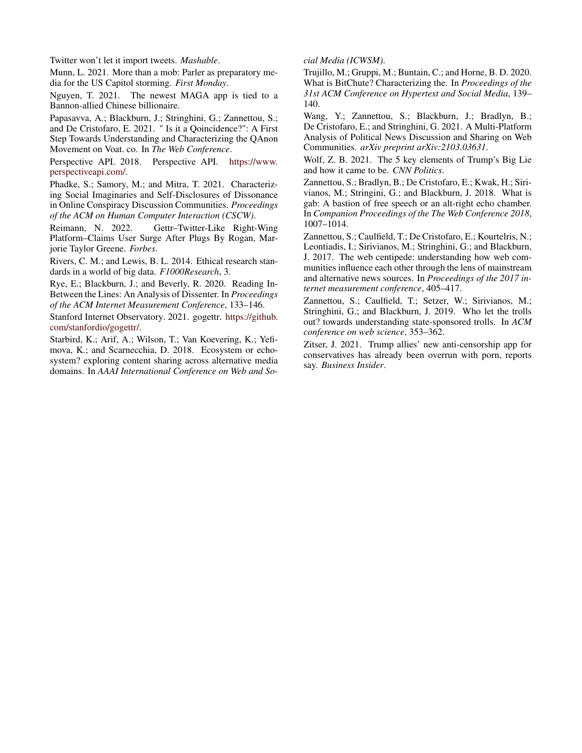Twitter won't let it import tweets. *Mashable*.

Munn, L. 2021. More than a mob: Parler as preparatory media for the US Capitol storming. *First Monday*.

Nguyen, T. 2021. The newest MAGA app is tied to a Bannon-allied Chinese billionaire.

Papasavva, A.; Blackburn, J.; Stringhini, G.; Zannettou, S.; and De Cristofaro, E. 2021. " Is it a Qoincidence?": A First Step Towards Understanding and Characterizing the QAnon Movement on Voat. co. In *The Web Conference*.

Perspective API. 2018. Perspective API. https://www.perspectiveapi.com/.

Phadke, S.; Samory, M.; and Mitra, T. 2021. Characterizing Social Imaginaries and Self-Disclosures of Dissonance in Online Conspiracy Discussion Communities. *Proceedings of the ACM on Human Computer Interaction (CSCW)*.

Reimann, N. 2022. Gettr–Twitter-Like Right-Wing Platform–Claims User Surge After Plugs By Rogan, Marjorie Taylor Greene. *Forbes*.

Rivers, C. M.; and Lewis, B. L. 2014. Ethical research standards in a world of big data. *F1000Research*, 3.

Rye, E.; Blackburn, J.; and Beverly, R. 2020. Reading In-Between the Lines: An Analysis of Dissenter. In *Proceedings of the ACM Internet Measurement Conference*, 133–146.

Stanford Internet Observatory. 2021. gogettr. https://github.com/stanfordio/gogettr/.

Starbird, K.; Arif, A.; Wilson, T.; Van Koevering, K.; Yefimova, K.; and Scarnecchia, D. 2018. Ecosystem or echo-system? exploring content sharing across alternative media domains. In *AAAI International Conference on Web and Social Media (ICWSM)*.

Trujillo, M.; Gruppi, M.; Buntain, C.; and Horne, B. D. 2020. What is BitChute? Characterizing the. In *Proceedings of the 31st ACM Conference on Hypertext and Social Media*, 139–140.

Wang, Y.; Zannettou, S.; Blackburn, J.; Bradlyn, B.; De Cristofaro, E.; and Stringhini, G. 2021. A Multi-Platform Analysis of Political News Discussion and Sharing on Web Communities. *arXiv preprint arXiv:2103.03631*.

Wolf, Z. B. 2021. The 5 key elements of Trump's Big Lie and how it came to be. *CNN Politics*.

Zannettou, S.; Bradlyn, B.; De Cristofaro, E.; Kwak, H.; Sirivianos, M.; Stringini, G.; and Blackburn, J. 2018. What is gab: A bastion of free speech or an alt-right echo chamber. In *Companion Proceedings of the The Web Conference 2018*, 1007–1014.

Zannettou, S.; Caulfield, T.; De Cristofaro, E.; Kourtelris, N.; Leontiadis, I.; Sirivianos, M.; Stringhini, G.; and Blackburn, J. 2017. The web centipede: understanding how web communities influence each other through the lens of mainstream and alternative news sources. In *Proceedings of the 2017 internet measurement conference*, 405–417.

Zannettou, S.; Caulfield, T.; Setzer, W.; Sirivianos, M.; Stringhini, G.; and Blackburn, J. 2019. Who let the trolls out? towards understanding state-sponsored trolls. In *ACM conference on web science*, 353–362.

Zitser, J. 2021. Trump allies' new anti-censorship app for conservatives has already been overrun with porn, reports say. *Business Insider*.